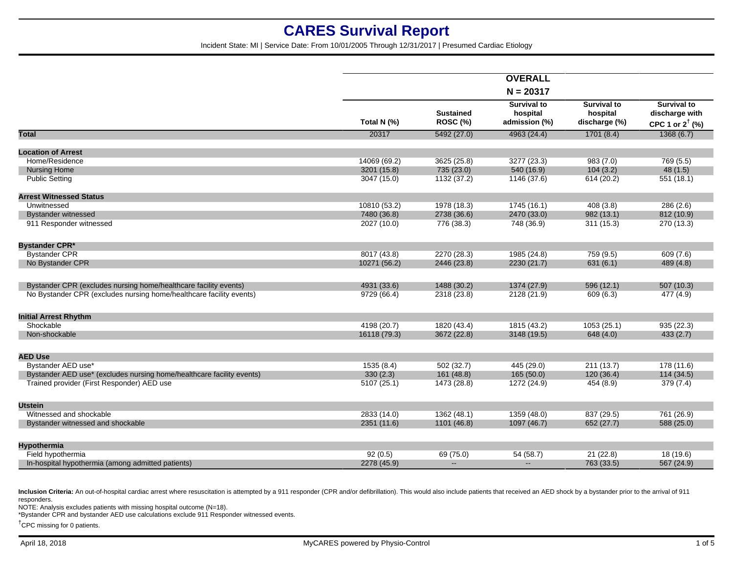# CARES Survival Report

Incident State: MI | Service Date: From 10/01/2005 Through 12/31/2017 | Presumed Cardiac Etiology

| | OVERALL N = 20317 | | | | |
|---|---|---|---|---|---|
| | Total N (%) | Sustained ROSC (%) | Survival to hospital admission (%) | Survival to hospital discharge (%) | Survival to discharge with CPC 1 or 2† (%) |
| **Total** | 20317 | 5492 (27.0) | 4963 (24.4) | 1701 (8.4) | 1368 (6.7) |
| **Location of Arrest** | | | | | |
| Home/Residence | 14069 (69.2) | 3625 (25.8) | 3277 (23.3) | 983 (7.0) | 769 (5.5) |
| Nursing Home | 3201 (15.8) | 735 (23.0) | 540 (16.9) | 104 (3.2) | 48 (1.5) |
| Public Setting | 3047 (15.0) | 1132 (37.2) | 1146 (37.6) | 614 (20.2) | 551 (18.1) |
| **Arrest Witnessed Status** | | | | | |
| Unwitnessed | 10810 (53.2) | 1978 (18.3) | 1745 (16.1) | 408 (3.8) | 286 (2.6) |
| Bystander witnessed | 7480 (36.8) | 2738 (36.6) | 2470 (33.0) | 982 (13.1) | 812 (10.9) |
| 911 Responder witnessed | 2027 (10.0) | 776 (38.3) | 748 (36.9) | 311 (15.3) | 270 (13.3) |
| **Bystander CPR*** | | | | | |
| Bystander CPR | 8017 (43.8) | 2270 (28.3) | 1985 (24.8) | 759 (9.5) | 609 (7.6) |
| No Bystander CPR | 10271 (56.2) | 2446 (23.8) | 2230 (21.7) | 631 (6.1) | 489 (4.8) |
| Bystander CPR (excludes nursing home/healthcare facility events) | 4931 (33.6) | 1488 (30.2) | 1374 (27.9) | 596 (12.1) | 507 (10.3) |
| No Bystander CPR (excludes nursing home/healthcare facility events) | 9729 (66.4) | 2318 (23.8) | 2128 (21.9) | 609 (6.3) | 477 (4.9) |
| **Initial Arrest Rhythm** | | | | | |
| Shockable | 4198 (20.7) | 1820 (43.4) | 1815 (43.2) | 1053 (25.1) | 935 (22.3) |
| Non-shockable | 16118 (79.3) | 3672 (22.8) | 3148 (19.5) | 648 (4.0) | 433 (2.7) |
| **AED Use** | | | | | |
| Bystander AED use* | 1535 (8.4) | 502 (32.7) | 445 (29.0) | 211 (13.7) | 178 (11.6) |
| Bystander AED use* (excludes nursing home/healthcare facility events) | 330 (2.3) | 161 (48.8) | 165 (50.0) | 120 (36.4) | 114 (34.5) |
| Trained provider (First Responder) AED use | 5107 (25.1) | 1473 (28.8) | 1272 (24.9) | 454 (8.9) | 379 (7.4) |
| **Utstein** | | | | | |
| Witnessed and shockable | 2833 (14.0) | 1362 (48.1) | 1359 (48.0) | 837 (29.5) | 761 (26.9) |
| Bystander witnessed and shockable | 2351 (11.6) | 1101 (46.8) | 1097 (46.7) | 652 (27.7) | 588 (25.0) |
| **Hypothermia** | | | | | |
| Field hypothermia | 92 (0.5) | 69 (75.0) | 54 (58.7) | 21 (22.8) | 18 (19.6) |
| In-hospital hypothermia (among admitted patients) | 2278 (45.9) | -- | -- | 763 (33.5) | 567 (24.9) |

**Inclusion Criteria:** An out-of-hospital cardiac arrest where resuscitation is attempted by a 911 responder (CPR and/or defibrillation). This would also include patients that received an AED shock by a bystander prior to the arrival of 911 responders.

NOTE: Analysis excludes patients with missing hospital outcome (N=18).

*Bystander CPR and bystander AED use calculations exclude 911 Responder witnessed events.

†CPC missing for 0 patients.

April 18, 2018 MyCARES powered by Physio-Control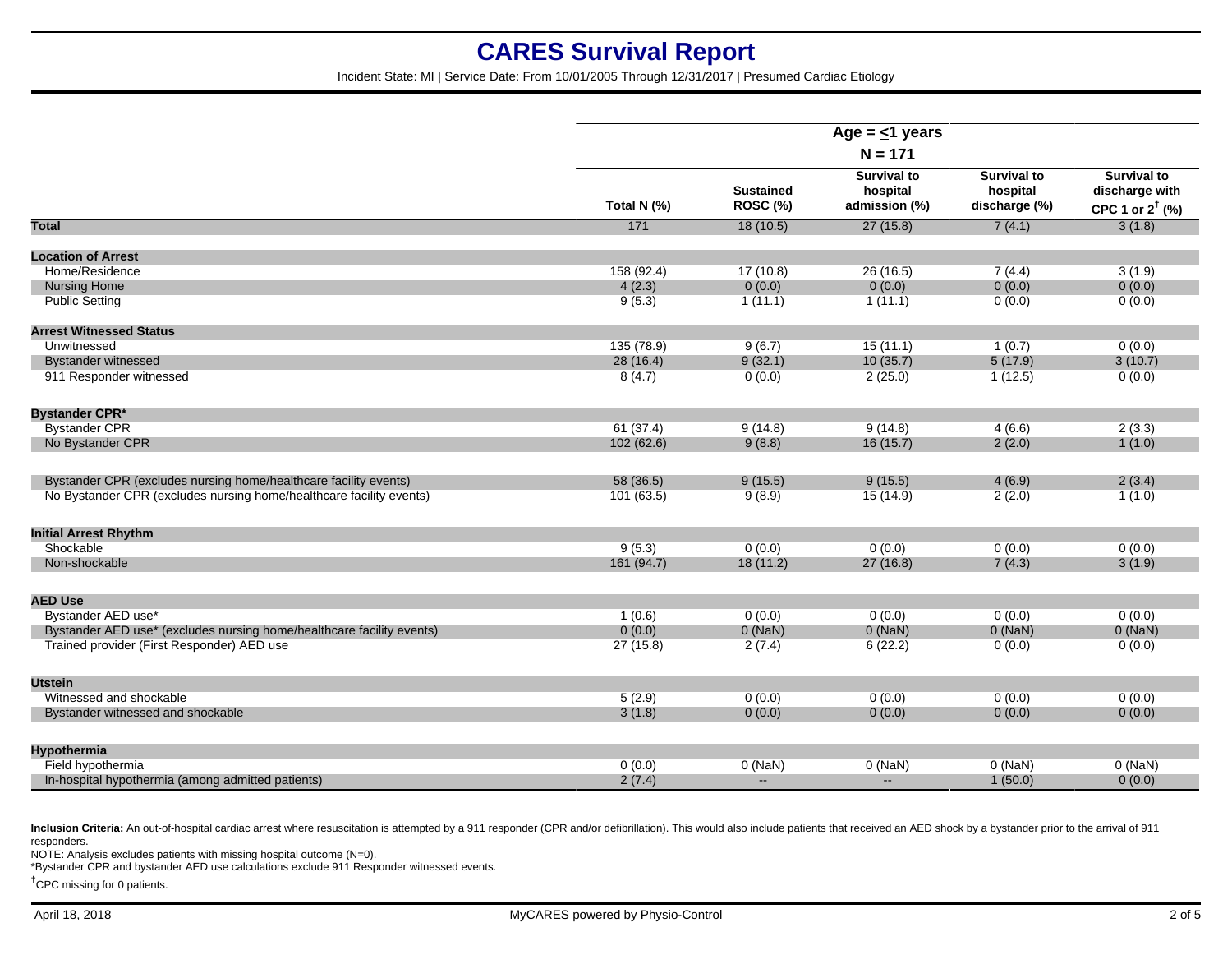# CARES Survival Report

Incident State: MI | Service Date: From 10/01/2005 Through 12/31/2017 | Presumed Cardiac Etiology

| | Age = ≤1 years | | | | |
|---|---|---|---|---|---|
| | N = 171 | | | | |
| | Total N (%) | Sustained ROSC (%) | Survival to hospital admission (%) | Survival to hospital discharge (%) | Survival to discharge with CPC 1 or 2[†] (%) |
| **Total** | 171 | 18 (10.5) | 27 (15.8) | 7 (4.1) | 3 (1.8) |
| **Location of Arrest** | | | | | |
| Home/Residence | 158 (92.4) | 17 (10.8) | 26 (16.5) | 7 (4.4) | 3 (1.9) |
| Nursing Home | 4 (2.3) | 0 (0.0) | 0 (0.0) | 0 (0.0) | 0 (0.0) |
| Public Setting | 9 (5.3) | 1 (11.1) | 1 (11.1) | 0 (0.0) | 0 (0.0) |
| **Arrest Witnessed Status** | | | | | |
| Unwitnessed | 135 (78.9) | 9 (6.7) | 15 (11.1) | 1 (0.7) | 0 (0.0) |
| Bystander witnessed | 28 (16.4) | 9 (32.1) | 10 (35.7) | 5 (17.9) | 3 (10.7) |
| 911 Responder witnessed | 8 (4.7) | 0 (0.0) | 2 (25.0) | 1 (12.5) | 0 (0.0) |
| **Bystander CPR*** | | | | | |
| Bystander CPR | 61 (37.4) | 9 (14.8) | 9 (14.8) | 4 (6.6) | 2 (3.3) |
| No Bystander CPR | 102 (62.6) | 9 (8.8) | 16 (15.7) | 2 (2.0) | 1 (1.0) |
| Bystander CPR (excludes nursing home/healthcare facility events) | 58 (36.5) | 9 (15.5) | 9 (15.5) | 4 (6.9) | 2 (3.4) |
| No Bystander CPR (excludes nursing home/healthcare facility events) | 101 (63.5) | 9 (8.9) | 15 (14.9) | 2 (2.0) | 1 (1.0) |
| **Initial Arrest Rhythm** | | | | | |
| Shockable | 9 (5.3) | 0 (0.0) | 0 (0.0) | 0 (0.0) | 0 (0.0) |
| Non-shockable | 161 (94.7) | 18 (11.2) | 27 (16.8) | 7 (4.3) | 3 (1.9) |
| **AED Use** | | | | | |
| Bystander AED use* | 1 (0.6) | 0 (0.0) | 0 (0.0) | 0 (0.0) | 0 (0.0) |
| Bystander AED use* (excludes nursing home/healthcare facility events) | 0 (0.0) | 0 (NaN) | 0 (NaN) | 0 (NaN) | 0 (NaN) |
| Trained provider (First Responder) AED use | 27 (15.8) | 2 (7.4) | 6 (22.2) | 0 (0.0) | 0 (0.0) |
| **Utstein** | | | | | |
| Witnessed and shockable | 5 (2.9) | 0 (0.0) | 0 (0.0) | 0 (0.0) | 0 (0.0) |
| Bystander witnessed and shockable | 3 (1.8) | 0 (0.0) | 0 (0.0) | 0 (0.0) | 0 (0.0) |
| **Hypothermia** | | | | | |
| Field hypothermia | 0 (0.0) | 0 (NaN) | 0 (NaN) | 0 (NaN) | 0 (NaN) |
| In-hospital hypothermia (among admitted patients) | 2 (7.4) | -- | -- | 1 (50.0) | 0 (0.0) |

**Inclusion Criteria:** An out-of-hospital cardiac arrest where resuscitation is attempted by a 911 responder (CPR and/or defibrillation). This would also include patients that received an AED shock by a bystander prior to the arrival of 911 responders.

NOTE: Analysis excludes patients with missing hospital outcome (N=0).

*Bystander CPR and bystander AED use calculations exclude 911 Responder witnessed events.

[†]CPC missing for 0 patients.

April 18, 2018 MyCARES powered by Physio-Control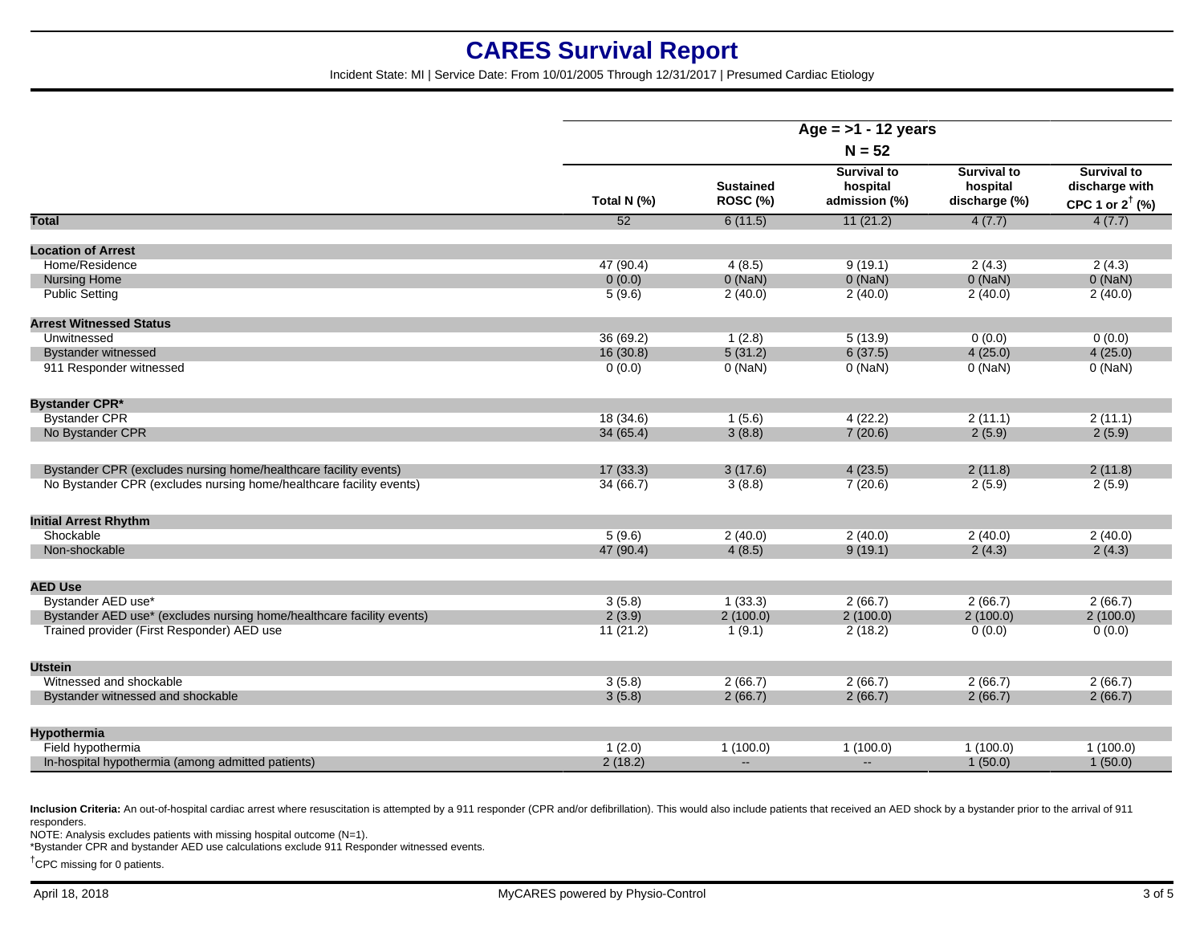# CARES Survival Report

Incident State: MI | Service Date: From 10/01/2005 Through 12/31/2017 | Presumed Cardiac Etiology

| | Age = >1 - 12 years N = 52 | | | | |
|---|---|---|---|---|---|
| | Total N (%) | Sustained ROSC (%) | Survival to hospital admission (%) | Survival to hospital discharge (%) | Survival to discharge with CPC 1 or 2† (%) |
| **Total** | 52 | 6 (11.5) | 11 (21.2) | 4 (7.7) | 4 (7.7) |
| **Location of Arrest** | | | | | |
| Home/Residence | 47 (90.4) | 4 (8.5) | 9 (19.1) | 2 (4.3) | 2 (4.3) |
| Nursing Home | 0 (0.0) | 0 (NaN) | 0 (NaN) | 0 (NaN) | 0 (NaN) |
| Public Setting | 5 (9.6) | 2 (40.0) | 2 (40.0) | 2 (40.0) | 2 (40.0) |
| **Arrest Witnessed Status** | | | | | |
| Unwitnessed | 36 (69.2) | 1 (2.8) | 5 (13.9) | 0 (0.0) | 0 (0.0) |
| Bystander witnessed | 16 (30.8) | 5 (31.2) | 6 (37.5) | 4 (25.0) | 4 (25.0) |
| 911 Responder witnessed | 0 (0.0) | 0 (NaN) | 0 (NaN) | 0 (NaN) | 0 (NaN) |
| **Bystander CPR*** | | | | | |
| Bystander CPR | 18 (34.6) | 1 (5.6) | 4 (22.2) | 2 (11.1) | 2 (11.1) |
| No Bystander CPR | 34 (65.4) | 3 (8.8) | 7 (20.6) | 2 (5.9) | 2 (5.9) |
| Bystander CPR (excludes nursing home/healthcare facility events) | 17 (33.3) | 3 (17.6) | 4 (23.5) | 2 (11.8) | 2 (11.8) |
| No Bystander CPR (excludes nursing home/healthcare facility events) | 34 (66.7) | 3 (8.8) | 7 (20.6) | 2 (5.9) | 2 (5.9) |
| **Initial Arrest Rhythm** | | | | | |
| Shockable | 5 (9.6) | 2 (40.0) | 2 (40.0) | 2 (40.0) | 2 (40.0) |
| Non-shockable | 47 (90.4) | 4 (8.5) | 9 (19.1) | 2 (4.3) | 2 (4.3) |
| **AED Use** | | | | | |
| Bystander AED use* | 3 (5.8) | 1 (33.3) | 2 (66.7) | 2 (66.7) | 2 (66.7) |
| Bystander AED use* (excludes nursing home/healthcare facility events) | 2 (3.9) | 2 (100.0) | 2 (100.0) | 2 (100.0) | 2 (100.0) |
| Trained provider (First Responder) AED use | 11 (21.2) | 1 (9.1) | 2 (18.2) | 0 (0.0) | 0 (0.0) |
| **Utstein** | | | | | |
| Witnessed and shockable | 3 (5.8) | 2 (66.7) | 2 (66.7) | 2 (66.7) | 2 (66.7) |
| Bystander witnessed and shockable | 3 (5.8) | 2 (66.7) | 2 (66.7) | 2 (66.7) | 2 (66.7) |
| **Hypothermia** | | | | | |
| Field hypothermia | 1 (2.0) | 1 (100.0) | 1 (100.0) | 1 (100.0) | 1 (100.0) |
| In-hospital hypothermia (among admitted patients) | 2 (18.2) | -- | -- | 1 (50.0) | 1 (50.0) |

**Inclusion Criteria:** An out-of-hospital cardiac arrest where resuscitation is attempted by a 911 responder (CPR and/or defibrillation). This would also include patients that received an AED shock by a bystander prior to the arrival of 911 responders.

NOTE: Analysis excludes patients with missing hospital outcome (N=1).

*Bystander CPR and bystander AED use calculations exclude 911 Responder witnessed events.

†CPC missing for 0 patients.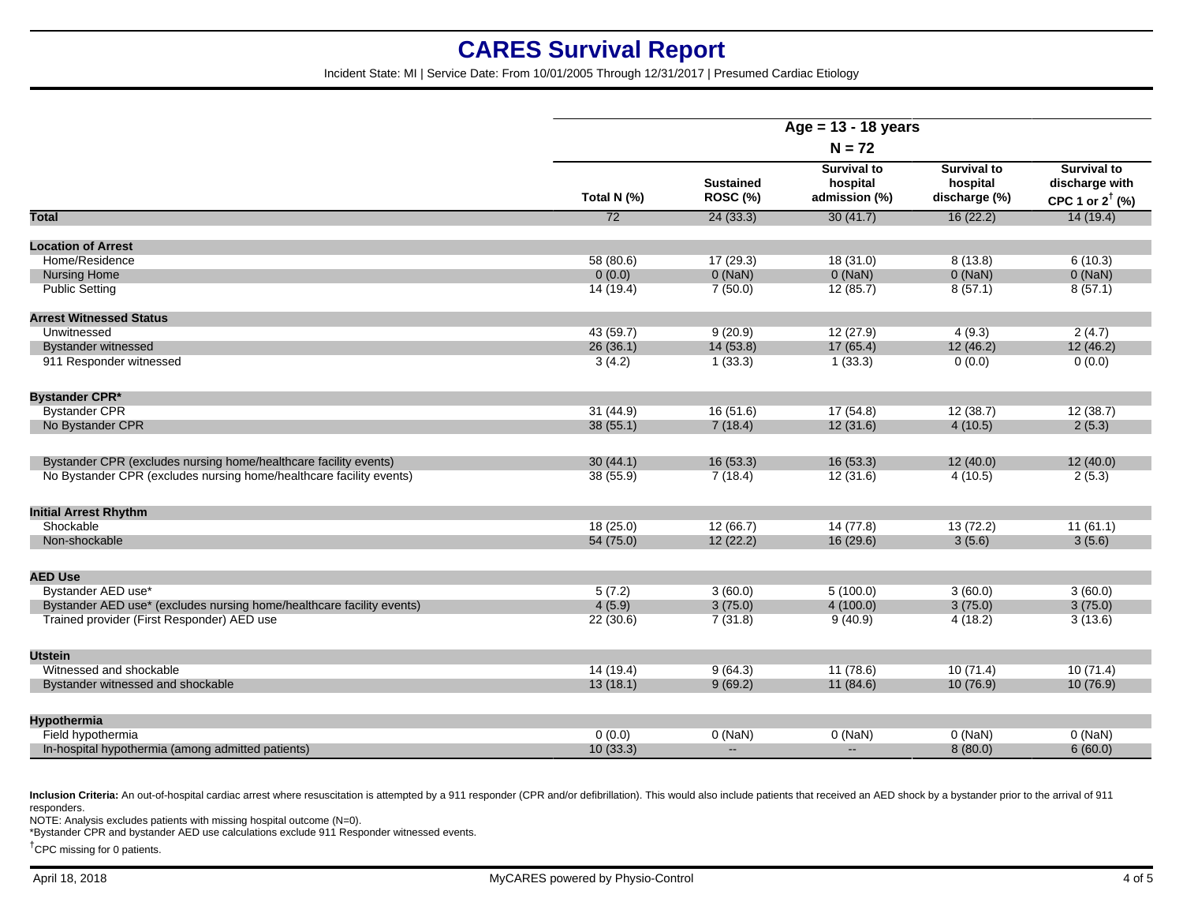# CARES Survival Report

Incident State: MI | Service Date: From 10/01/2005 Through 12/31/2017 | Presumed Cardiac Etiology

| | Age = 13 - 18 years | | | | |
|---|---|---|---|---|---|
| | N = 72 | | | | |
| | Total N (%) | Sustained ROSC (%) | Survival to hospital admission (%) | Survival to hospital discharge (%) | Survival to discharge with CPC 1 or 2† (%) |
| **Total** | 72 | 24 (33.3) | 30 (41.7) | 16 (22.2) | 14 (19.4) |
| **Location of Arrest** | | | | | |
| Home/Residence | 58 (80.6) | 17 (29.3) | 18 (31.0) | 8 (13.8) | 6 (10.3) |
| Nursing Home | 0 (0.0) | 0 (NaN) | 0 (NaN) | 0 (NaN) | 0 (NaN) |
| Public Setting | 14 (19.4) | 7 (50.0) | 12 (85.7) | 8 (57.1) | 8 (57.1) |
| **Arrest Witnessed Status** | | | | | |
| Unwitnessed | 43 (59.7) | 9 (20.9) | 12 (27.9) | 4 (9.3) | 2 (4.7) |
| Bystander witnessed | 26 (36.1) | 14 (53.8) | 17 (65.4) | 12 (46.2) | 12 (46.2) |
| 911 Responder witnessed | 3 (4.2) | 1 (33.3) | 1 (33.3) | 0 (0.0) | 0 (0.0) |
| **Bystander CPR*** | | | | | |
| Bystander CPR | 31 (44.9) | 16 (51.6) | 17 (54.8) | 12 (38.7) | 12 (38.7) |
| No Bystander CPR | 38 (55.1) | 7 (18.4) | 12 (31.6) | 4 (10.5) | 2 (5.3) |
| Bystander CPR (excludes nursing home/healthcare facility events) | 30 (44.1) | 16 (53.3) | 16 (53.3) | 12 (40.0) | 12 (40.0) |
| No Bystander CPR (excludes nursing home/healthcare facility events) | 38 (55.9) | 7 (18.4) | 12 (31.6) | 4 (10.5) | 2 (5.3) |
| **Initial Arrest Rhythm** | | | | | |
| Shockable | 18 (25.0) | 12 (66.7) | 14 (77.8) | 13 (72.2) | 11 (61.1) |
| Non-shockable | 54 (75.0) | 12 (22.2) | 16 (29.6) | 3 (5.6) | 3 (5.6) |
| **AED Use** | | | | | |
| Bystander AED use* | 5 (7.2) | 3 (60.0) | 5 (100.0) | 3 (60.0) | 3 (60.0) |
| Bystander AED use* (excludes nursing home/healthcare facility events) | 4 (5.9) | 3 (75.0) | 4 (100.0) | 3 (75.0) | 3 (75.0) |
| Trained provider (First Responder) AED use | 22 (30.6) | 7 (31.8) | 9 (40.9) | 4 (18.2) | 3 (13.6) |
| **Utstein** | | | | | |
| Witnessed and shockable | 14 (19.4) | 9 (64.3) | 11 (78.6) | 10 (71.4) | 10 (71.4) |
| Bystander witnessed and shockable | 13 (18.1) | 9 (69.2) | 11 (84.6) | 10 (76.9) | 10 (76.9) |
| **Hypothermia** | | | | | |
| Field hypothermia | 0 (0.0) | 0 (NaN) | 0 (NaN) | 0 (NaN) | 0 (NaN) |
| In-hospital hypothermia (among admitted patients) | 10 (33.3) | -- | -- | 8 (80.0) | 6 (60.0) |

**Inclusion Criteria:** An out-of-hospital cardiac arrest where resuscitation is attempted by a 911 responder (CPR and/or defibrillation). This would also include patients that received an AED shock by a bystander prior to the arrival of 911 responders.

NOTE: Analysis excludes patients with missing hospital outcome (N=0).

*Bystander CPR and bystander AED use calculations exclude 911 Responder witnessed events.

†CPC missing for 0 patients.

April 18, 2018 MyCARES powered by Physio-Control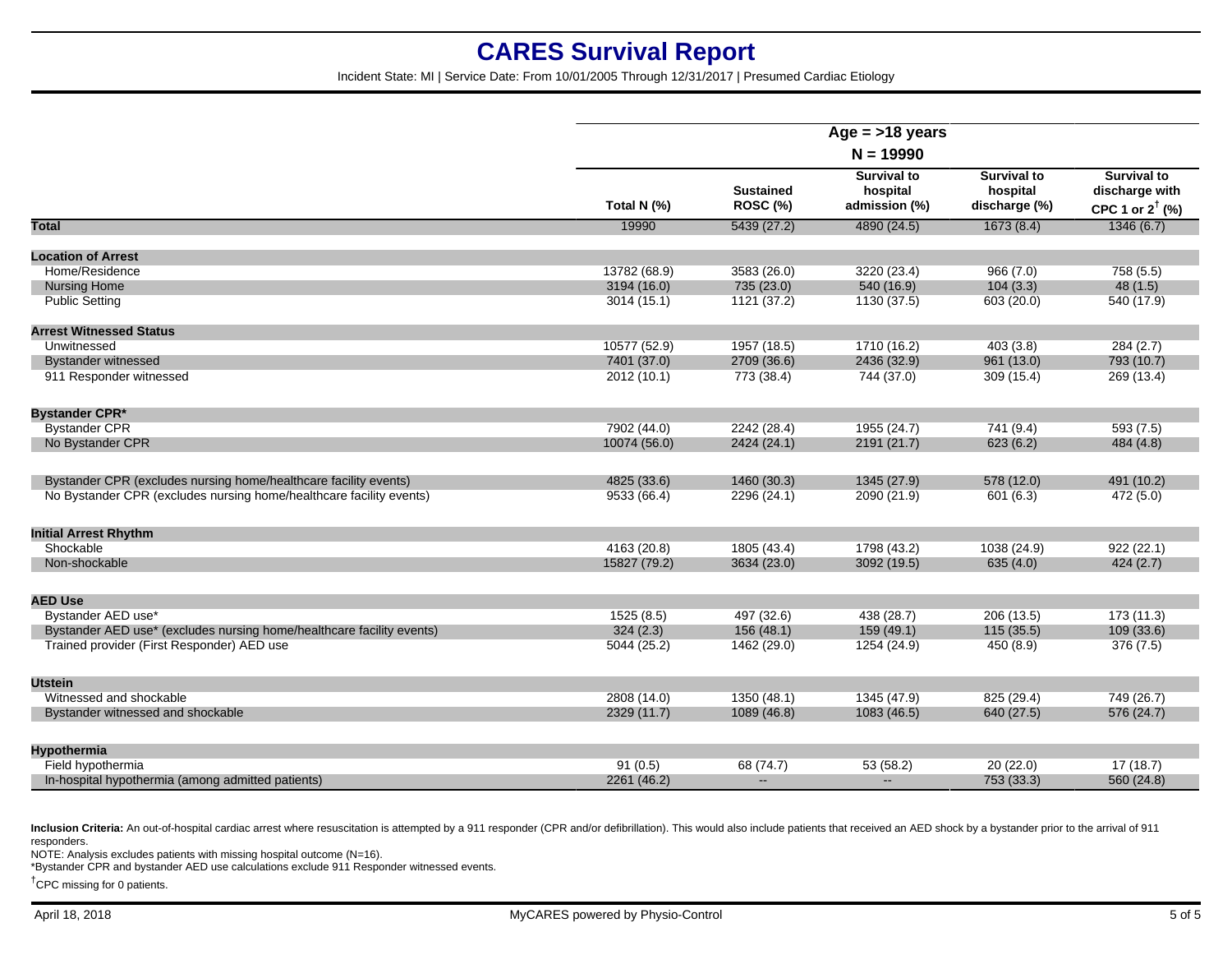# CARES Survival Report

Incident State: MI | Service Date: From 10/01/2005 Through 12/31/2017 | Presumed Cardiac Etiology

| | Age = >18 years N = 19990 | | | | |
|---|---|---|---|---|---|
| | Total N (%) | Sustained ROSC (%) | Survival to hospital admission (%) | Survival to hospital discharge (%) | Survival to discharge with CPC 1 or 2[†] (%) |
| **Total** | 19990 | 5439 (27.2) | 4890 (24.5) | 1673 (8.4) | 1346 (6.7) |
| **Location of Arrest** | | | | | |
| Home/Residence | 13782 (68.9) | 3583 (26.0) | 3220 (23.4) | 966 (7.0) | 758 (5.5) |
| Nursing Home | 3194 (16.0) | 735 (23.0) | 540 (16.9) | 104 (3.3) | 48 (1.5) |
| Public Setting | 3014 (15.1) | 1121 (37.2) | 1130 (37.5) | 603 (20.0) | 540 (17.9) |
| **Arrest Witnessed Status** | | | | | |
| Unwitnessed | 10577 (52.9) | 1957 (18.5) | 1710 (16.2) | 403 (3.8) | 284 (2.7) |
| Bystander witnessed | 7401 (37.0) | 2709 (36.6) | 2436 (32.9) | 961 (13.0) | 793 (10.7) |
| 911 Responder witnessed | 2012 (10.1) | 773 (38.4) | 744 (37.0) | 309 (15.4) | 269 (13.4) |
| **Bystander CPR*** | | | | | |
| Bystander CPR | 7902 (44.0) | 2242 (28.4) | 1955 (24.7) | 741 (9.4) | 593 (7.5) |
| No Bystander CPR | 10074 (56.0) | 2424 (24.1) | 2191 (21.7) | 623 (6.2) | 484 (4.8) |
| Bystander CPR (excludes nursing home/healthcare facility events) | 4825 (33.6) | 1460 (30.3) | 1345 (27.9) | 578 (12.0) | 491 (10.2) |
| No Bystander CPR (excludes nursing home/healthcare facility events) | 9533 (66.4) | 2296 (24.1) | 2090 (21.9) | 601 (6.3) | 472 (5.0) |
| **Initial Arrest Rhythm** | | | | | |
| Shockable | 4163 (20.8) | 1805 (43.4) | 1798 (43.2) | 1038 (24.9) | 922 (22.1) |
| Non-shockable | 15827 (79.2) | 3634 (23.0) | 3092 (19.5) | 635 (4.0) | 424 (2.7) |
| **AED Use** | | | | | |
| Bystander AED use* | 1525 (8.5) | 497 (32.6) | 438 (28.7) | 206 (13.5) | 173 (11.3) |
| Bystander AED use* (excludes nursing home/healthcare facility events) | 324 (2.3) | 156 (48.1) | 159 (49.1) | 115 (35.5) | 109 (33.6) |
| Trained provider (First Responder) AED use | 5044 (25.2) | 1462 (29.0) | 1254 (24.9) | 450 (8.9) | 376 (7.5) |
| **Utstein** | | | | | |
| Witnessed and shockable | 2808 (14.0) | 1350 (48.1) | 1345 (47.9) | 825 (29.4) | 749 (26.7) |
| Bystander witnessed and shockable | 2329 (11.7) | 1089 (46.8) | 1083 (46.5) | 640 (27.5) | 576 (24.7) |
| **Hypothermia** | | | | | |
| Field hypothermia | 91 (0.5) | 68 (74.7) | 53 (58.2) | 20 (22.0) | 17 (18.7) |
| In-hospital hypothermia (among admitted patients) | 2261 (46.2) | -- | -- | 753 (33.3) | 560 (24.8) |

**Inclusion Criteria:** An out-of-hospital cardiac arrest where resuscitation is attempted by a 911 responder (CPR and/or defibrillation). This would also include patients that received an AED shock by a bystander prior to the arrival of 911 responders.

NOTE: Analysis excludes patients with missing hospital outcome (N=16).

*Bystander CPR and bystander AED use calculations exclude 911 Responder witnessed events.

[†]CPC missing for 0 patients.

April 18, 2018 MyCARES powered by Physio-Control